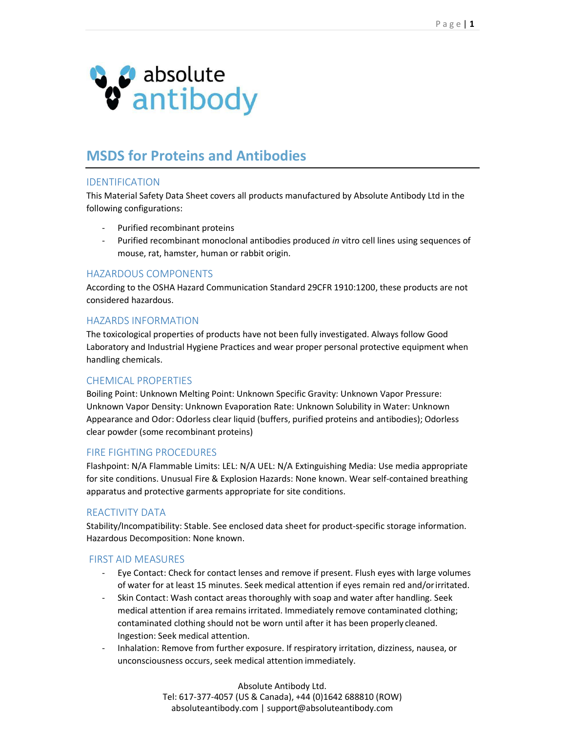absolute antibody

# MSDS for Proteins and Antibodies

## IDENTIFICATION

This Material Safety Data Sheet covers all products manufactured by Absolute Antibody Ltd in the following configurations:

- Purified recombinant proteins
- Purified recombinant monoclonal antibodies produced *in* vitro cell lines using sequences of mouse, rat, hamster, human or rabbit origin.

## HAZARDOUS COMPONENTS

According to the OSHA Hazard Communication Standard 29CFR 1910:1200, these products are not considered hazardous.

## HAZARDS INFORMATION

The toxicological properties of products have not been fully investigated. Always follow Good Laboratory and Industrial Hygiene Practices and wear proper personal protective equipment when handling chemicals.

## CHEMICAL PROPERTIES

Boiling Point: Unknown Melting Point: Unknown Specific Gravity: Unknown Vapor Pressure: Unknown Vapor Density: Unknown Evaporation Rate: Unknown Solubility in Water: Unknown Appearance and Odor: Odorless clear liquid (buffers, purified proteins and antibodies); Odorless clear powder (some recombinant proteins)

## FIRE FIGHTING PROCEDURES

Flashpoint: N/A Flammable Limits: LEL: N/A UEL: N/A Extinguishing Media: Use media appropriate for site conditions. Unusual Fire & Explosion Hazards: None known. Wear self-contained breathing apparatus and protective garments appropriate for site conditions.

## REACTIVITY DATA

Stability/Incompatibility: Stable. See enclosed data sheet for product-specific storage information. Hazardous Decomposition: None known.

## FIRST AID MEASURES

- Eye Contact: Check for contact lenses and remove if present. Flush eyes with large volumes of water for at least 15 minutes. Seek medical attention if eyes remain red and/or irritated.
- Skin Contact: Wash contact areas thoroughly with soap and water after handling. Seek medical attention if area remains irritated. Immediately remove contaminated clothing; contaminated clothing should not be worn until after it has been properly cleaned. Ingestion: Seek medical attention.
- Inhalation: Remove from further exposure. If respiratory irritation, dizziness, nausea, or unconsciousness occurs, seek medical attention immediately.

Absolute Antibody Ltd.
Tel: 617-377-4057 (US & Canada), +44 (0)1642 688810 (ROW)
absoluteantibody.com | support@absoluteantibody.com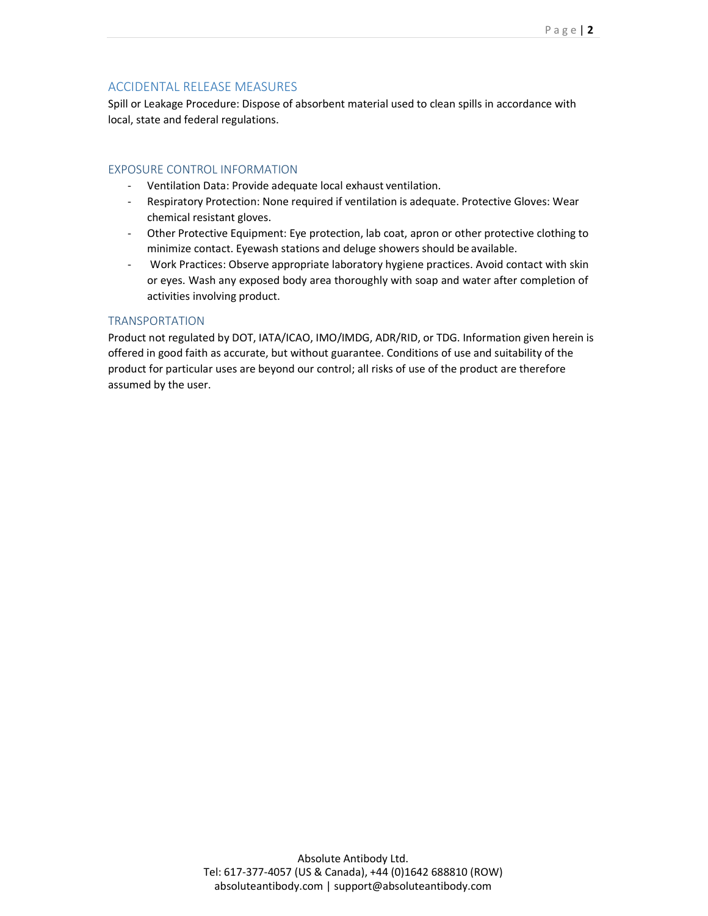## ACCIDENTAL RELEASE MEASURES

Spill or Leakage Procedure: Dispose of absorbent material used to clean spills in accordance with local, state and federal regulations.

## EXPOSURE CONTROL INFORMATION

- Ventilation Data: Provide adequate local exhaust ventilation.
- Respiratory Protection: None required if ventilation is adequate. Protective Gloves: Wear chemical resistant gloves.
- Other Protective Equipment: Eye protection, lab coat, apron or other protective clothing to minimize contact. Eyewash stations and deluge showers should be available.
- Work Practices: Observe appropriate laboratory hygiene practices. Avoid contact with skin or eyes. Wash any exposed body area thoroughly with soap and water after completion of activities involving product.

## TRANSPORTATION

Product not regulated by DOT, IATA/ICAO, IMO/IMDG, ADR/RID, or TDG. Information given herein is offered in good faith as accurate, but without guarantee. Conditions of use and suitability of the product for particular uses are beyond our control; all risks of use of the product are therefore assumed by the user.

Absolute Antibody Ltd.
Tel: 617-377-4057 (US & Canada), +44 (0)1642 688810 (ROW)
absoluteantibody.com | support@absoluteantibody.com